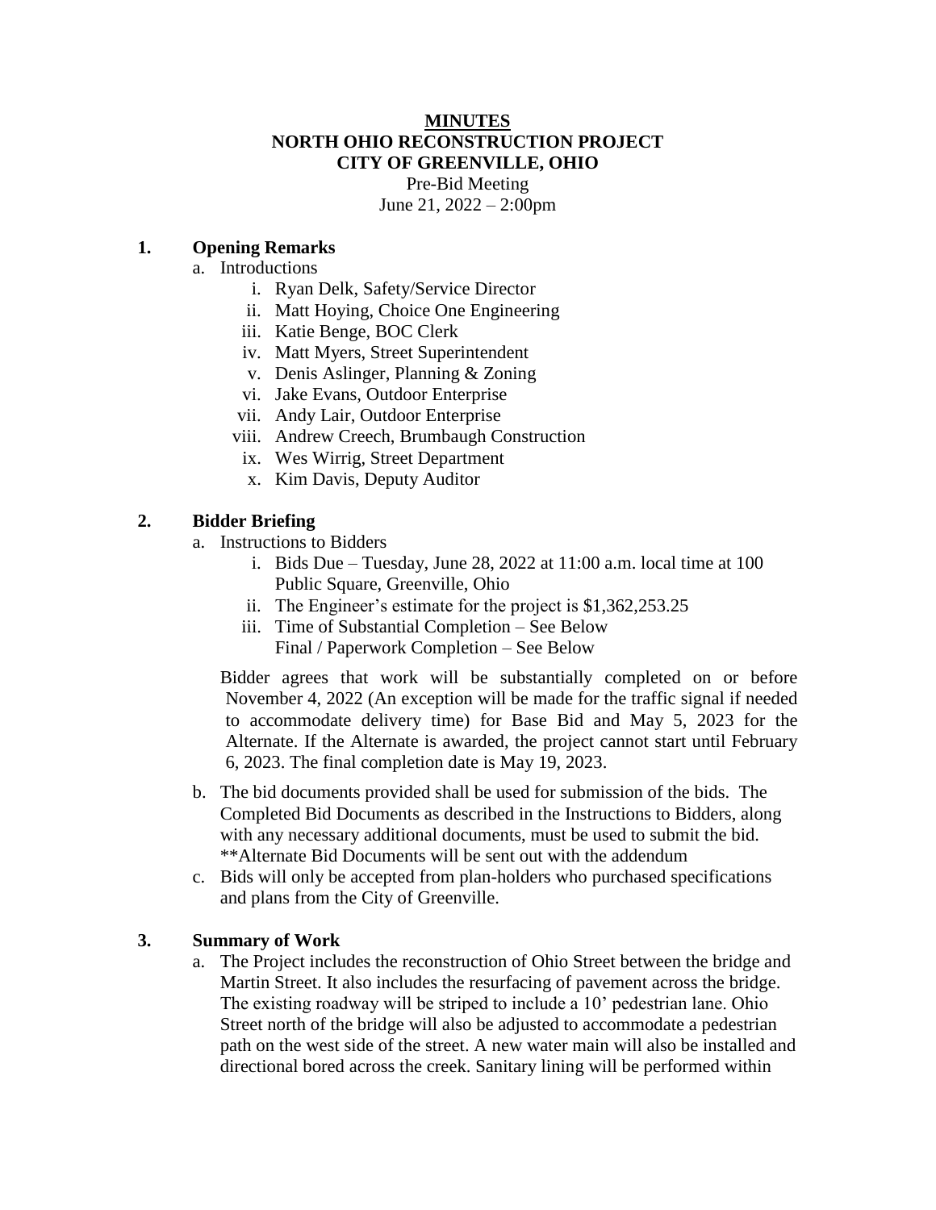# MINUTES
# NORTH OHIO RECONSTRUCTION PROJECT
# CITY OF GREENVILLE, OHIO

Pre-Bid Meeting
June 21, 2022 – 2:00pm

## 1. Opening Remarks

a. Introductions
   i. Ryan Delk, Safety/Service Director
   ii. Matt Hoying, Choice One Engineering
   iii. Katie Benge, BOC Clerk
   iv. Matt Myers, Street Superintendent
   v. Denis Aslinger, Planning & Zoning
   vi. Jake Evans, Outdoor Enterprise
   vii. Andy Lair, Outdoor Enterprise
   viii. Andrew Creech, Brumbaugh Construction
   ix. Wes Wirrig, Street Department
   x. Kim Davis, Deputy Auditor

## 2. Bidder Briefing

a. Instructions to Bidders
   i. Bids Due – Tuesday, June 28, 2022 at 11:00 a.m. local time at 100 Public Square, Greenville, Ohio
   ii. The Engineer's estimate for the project is $1,362,253.25
   iii. Time of Substantial Completion – See Below
   Final / Paperwork Completion – See Below

   Bidder agrees that work will be substantially completed on or before November 4, 2022 (An exception will be made for the traffic signal if needed to accommodate delivery time) for Base Bid and May 5, 2023 for the Alternate. If the Alternate is awarded, the project cannot start until February 6, 2023. The final completion date is May 19, 2023.

b. The bid documents provided shall be used for submission of the bids. The Completed Bid Documents as described in the Instructions to Bidders, along with any necessary additional documents, must be used to submit the bid. **Alternate Bid Documents will be sent out with the addendum

c. Bids will only be accepted from plan-holders who purchased specifications and plans from the City of Greenville.

## 3. Summary of Work

a. The Project includes the reconstruction of Ohio Street between the bridge and Martin Street. It also includes the resurfacing of pavement across the bridge. The existing roadway will be striped to include a 10' pedestrian lane. Ohio Street north of the bridge will also be adjusted to accommodate a pedestrian path on the west side of the street. A new water main will also be installed and directional bored across the creek. Sanitary lining will be performed within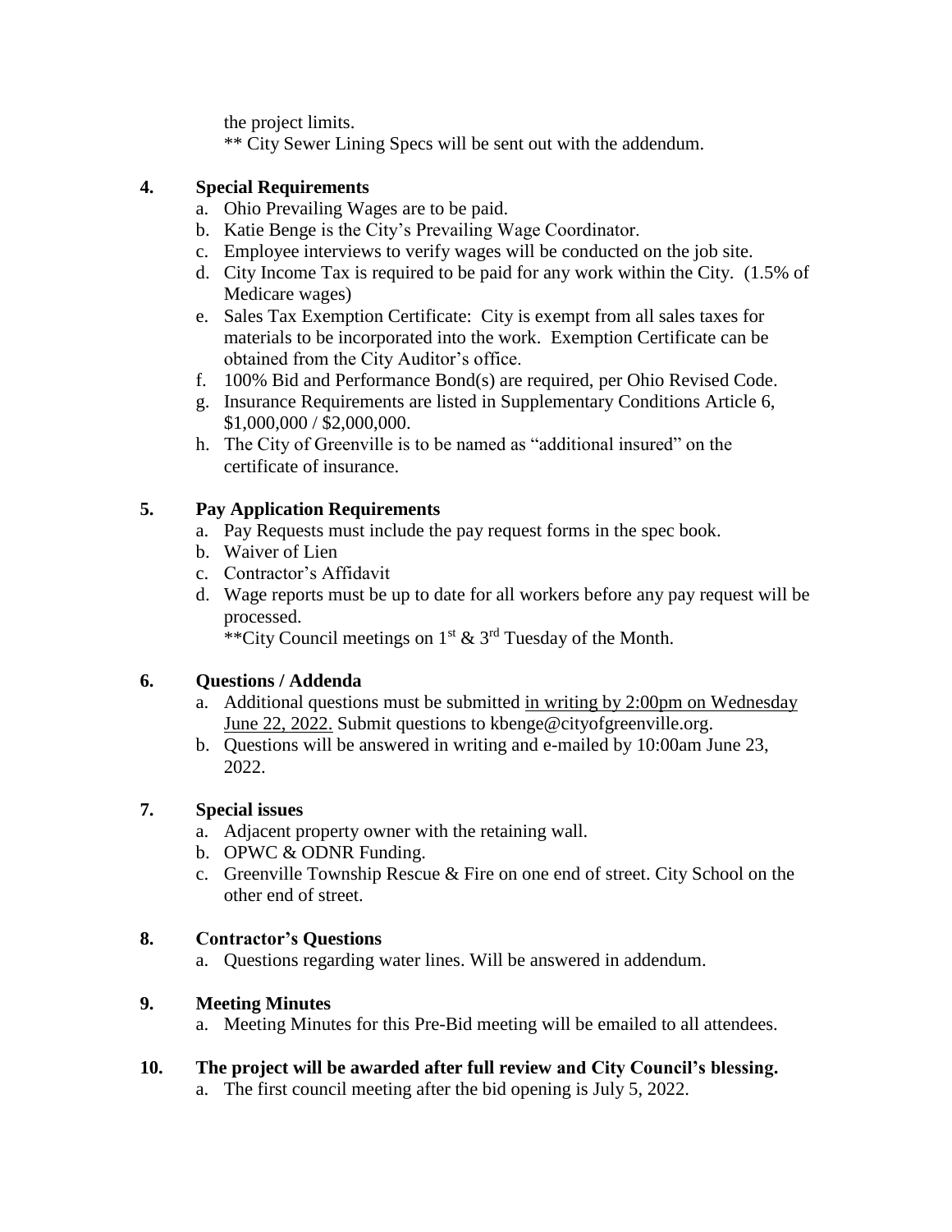the project limits.

** City Sewer Lining Specs will be sent out with the addendum.

**4. Special Requirements**

a. Ohio Prevailing Wages are to be paid.
b. Katie Benge is the City's Prevailing Wage Coordinator.
c. Employee interviews to verify wages will be conducted on the job site.
d. City Income Tax is required to be paid for any work within the City. (1.5% of Medicare wages)
e. Sales Tax Exemption Certificate: City is exempt from all sales taxes for materials to be incorporated into the work. Exemption Certificate can be obtained from the City Auditor's office.
f. 100% Bid and Performance Bond(s) are required, per Ohio Revised Code.
g. Insurance Requirements are listed in Supplementary Conditions Article 6, $1,000,000 / $2,000,000.
h. The City of Greenville is to be named as "additional insured" on the certificate of insurance.

**5. Pay Application Requirements**

a. Pay Requests must include the pay request forms in the spec book.
b. Waiver of Lien
c. Contractor's Affidavit
d. Wage reports must be up to date for all workers before any pay request will be processed.

**City Council meetings on 1st & 3rd Tuesday of the Month.

**6. Questions / Addenda**

a. Additional questions must be submitted in writing by 2:00pm on Wednesday June 22, 2022. Submit questions to kbenge@cityofgreenville.org.
b. Questions will be answered in writing and e-mailed by 10:00am June 23, 2022.

**7. Special issues**

a. Adjacent property owner with the retaining wall.
b. OPWC & ODNR Funding.
c. Greenville Township Rescue & Fire on one end of street. City School on the other end of street.

**8. Contractor's Questions**

a. Questions regarding water lines. Will be answered in addendum.

**9. Meeting Minutes**

a. Meeting Minutes for this Pre-Bid meeting will be emailed to all attendees.

**10. The project will be awarded after full review and City Council's blessing.**

a. The first council meeting after the bid opening is July 5, 2022.